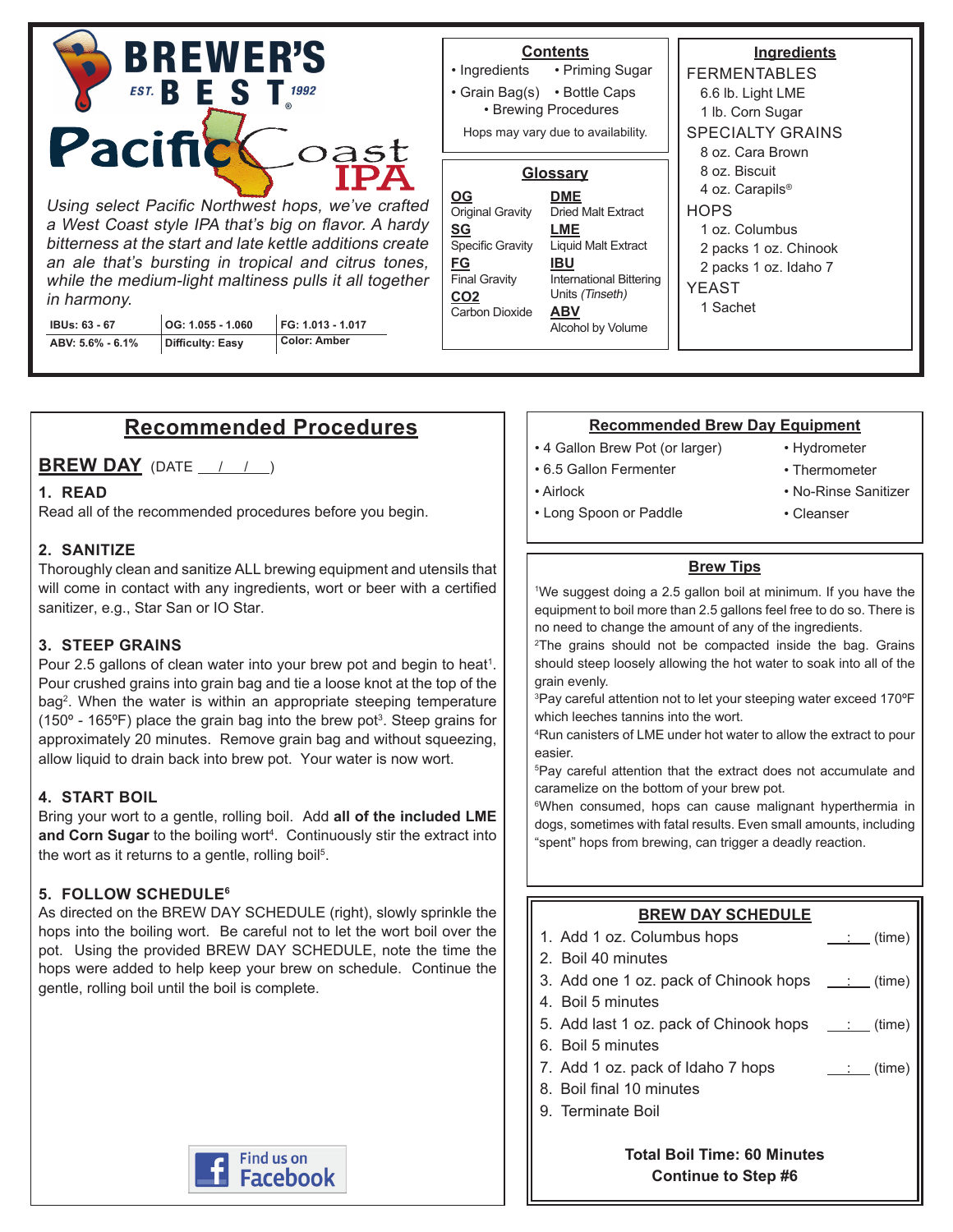# BREWER'S BEST

EST. 1992

# Pacific Coast IPA

*Using select Pacific Northwest hops, we've crafted a West Coast style IPA that's big on flavor. A hardy bitterness at the start and late kettle additions create an ale that's bursting in tropical and citrus tones, while the medium-light maltiness pulls it all together in harmony.*

| IBUs: 63 - 67 | OG: 1.055 - 1.060 | FG: 1.013 - 1.017 |
|---|---|---|
| ABV: 5.6% - 6.1% | Difficulty: Easy | Color: Amber |

## Contents

- Ingredients
- Priming Sugar
- Grain Bag(s)
- Bottle Caps
- Brewing Procedures

Hops may vary due to availability.

## Glossary

**OG** Original Gravity
**SG** Specific Gravity
**FG** Final Gravity
**CO2** Carbon Dioxide
**DME** Dried Malt Extract
**LME** Liquid Malt Extract
**IBU** International Bittering Units *(Tinseth)*
**ABV** Alcohol by Volume

## Ingredients

FERMENTABLES
- 6.6 lb. Light LME
- 1 lb. Corn Sugar

SPECIALTY GRAINS
- 8 oz. Cara Brown
- 8 oz. Biscuit
- 4 oz. Carapils®

HOPS
- 1 oz. Columbus
- 2 packs 1 oz. Chinook
- 2 packs 1 oz. Idaho 7

YEAST
- 1 Sachet

## Recommended Procedures

### BREW DAY (DATE __/__/__)

**1. READ**

Read all of the recommended procedures before you begin.

**2. SANITIZE**

Thoroughly clean and sanitize ALL brewing equipment and utensils that will come in contact with any ingredients, wort or beer with a certified sanitizer, e.g., Star San or IO Star.

**3. STEEP GRAINS**

Pour 2.5 gallons of clean water into your brew pot and begin to heat[1]. Pour crushed grains into grain bag and tie a loose knot at the top of the bag[2]. When the water is within an appropriate steeping temperature (150º - 165ºF) place the grain bag into the brew pot[3]. Steep grains for approximately 20 minutes. Remove grain bag and without squeezing, allow liquid to drain back into brew pot. Your water is now wort.

**4. START BOIL**

Bring your wort to a gentle, rolling boil. Add **all of the included LME and Corn Sugar** to the boiling wort[4]. Continuously stir the extract into the wort as it returns to a gentle, rolling boil[5].

**5. FOLLOW SCHEDULE[6]**

As directed on the BREW DAY SCHEDULE (right), slowly sprinkle the hops into the boiling wort. Be careful not to let the wort boil over the pot. Using the provided BREW DAY SCHEDULE, note the time the hops were added to help keep your brew on schedule. Continue the gentle, rolling boil until the boil is complete.

Find us on Facebook

## Recommended Brew Day Equipment

- 4 Gallon Brew Pot (or larger)
- 6.5 Gallon Fermenter
- Airlock
- Long Spoon or Paddle
- Hydrometer
- Thermometer
- No-Rinse Sanitizer
- Cleanser

## Brew Tips

[1]We suggest doing a 2.5 gallon boil at minimum. If you have the equipment to boil more than 2.5 gallons feel free to do so. There is no need to change the amount of any of the ingredients.

[2]The grains should not be compacted inside the bag. Grains should steep loosely allowing the hot water to soak into all of the grain evenly.

[3]Pay careful attention not to let your steeping water exceed 170ºF which leeches tannins into the wort.

[4]Run canisters of LME under hot water to allow the extract to pour easier.

[5]Pay careful attention that the extract does not accumulate and caramelize on the bottom of your brew pot.

[6]When consumed, hops can cause malignant hyperthermia in dogs, sometimes with fatal results. Even small amounts, including "spent" hops from brewing, can trigger a deadly reaction.

## BREW DAY SCHEDULE

1. Add 1 oz. Columbus hops ___:___ (time)
2. Boil 40 minutes
3. Add one 1 oz. pack of Chinook hops ___:___ (time)
4. Boil 5 minutes
5. Add last 1 oz. pack of Chinook hops ___:___ (time)
6. Boil 5 minutes
7. Add 1 oz. pack of Idaho 7 hops ___:___ (time)
8. Boil final 10 minutes
9. Terminate Boil

**Total Boil Time: 60 Minutes**
**Continue to Step #6**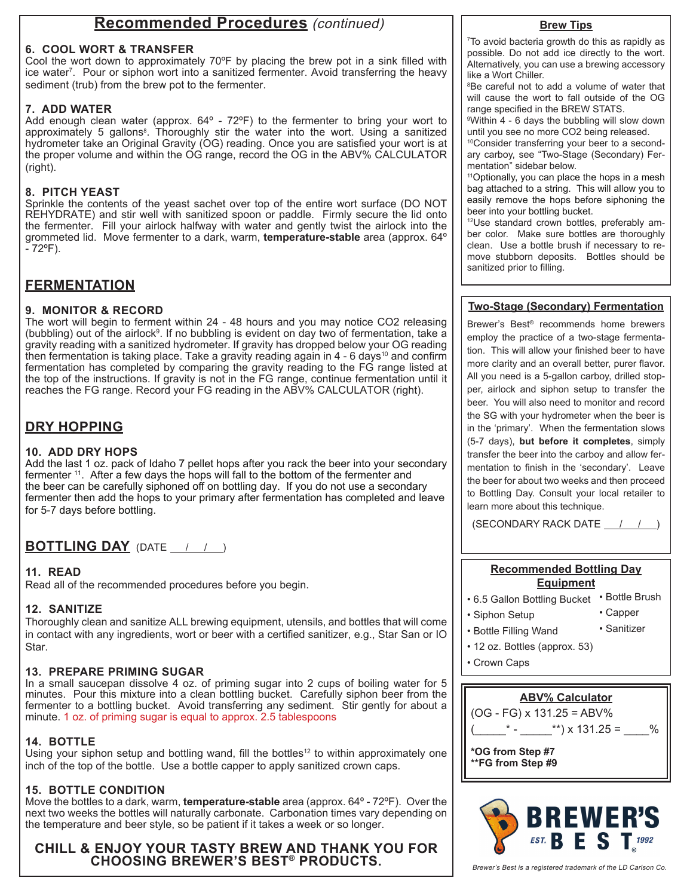## Recommended Procedures *(continued)*

### 6. COOL WORT & TRANSFER

Cool the wort down to approximately 70ºF by placing the brew pot in a sink filled with ice water[7]. Pour or siphon wort into a sanitized fermenter. Avoid transferring the heavy sediment (trub) from the brew pot to the fermenter.

### 7. ADD WATER

Add enough clean water (approx. 64º - 72ºF) to the fermenter to bring your wort to approximately 5 gallons[8]. Thoroughly stir the water into the wort. Using a sanitized hydrometer take an Original Gravity (OG) reading. Once you are satisfied your wort is at the proper volume and within the OG range, record the OG in the ABV% CALCULATOR (right).

### 8. PITCH YEAST

Sprinkle the contents of the yeast sachet over top of the entire wort surface (DO NOT REHYDRATE) and stir well with sanitized spoon or paddle. Firmly secure the lid onto the fermenter. Fill your airlock halfway with water and gently twist the airlock into the grommeted lid. Move fermenter to a dark, warm, **temperature-stable** area (approx. 64º - 72ºF).

## FERMENTATION

### 9. MONITOR & RECORD

The wort will begin to ferment within 24 - 48 hours and you may notice $CO_2$ releasing (bubbling) out of the airlock[9]. If no bubbling is evident on day two of fermentation, take a gravity reading with a sanitized hydrometer. If gravity has dropped below your OG reading then fermentation is taking place. Take a gravity reading again in 4 - 6 days[10] and confirm fermentation has completed by comparing the gravity reading to the FG range listed at the top of the instructions. If gravity is not in the FG range, continue fermentation until it reaches the FG range. Record your FG reading in the ABV% CALCULATOR (right).

## DRY HOPPING

### 10. ADD DRY HOPS

Add the last 1 oz. pack of Idaho 7 pellet hops after you rack the beer into your secondary fermenter [11]. After a few days the hops will fall to the bottom of the fermenter and the beer can be carefully siphoned off on bottling day. If you do not use a secondary fermenter then add the hops to your primary after fermentation has completed and leave for 5-7 days before bottling.

## BOTTLING DAY (DATE ___/___/___)

### 11. READ

Read all of the recommended procedures before you begin.

### 12. SANITIZE

Thoroughly clean and sanitize ALL brewing equipment, utensils, and bottles that will come in contact with any ingredients, wort or beer with a certified sanitizer, e.g., Star San or IO Star.

### 13. PREPARE PRIMING SUGAR

In a small saucepan dissolve 4 oz. of priming sugar into 2 cups of boiling water for 5 minutes. Pour this mixture into a clean bottling bucket. Carefully siphon beer from the fermenter to a bottling bucket. Avoid transferring any sediment. Stir gently for about a minute. 1 oz. of priming sugar is equal to approx. 2.5 tablespoons

### 14. BOTTLE

Using your siphon setup and bottling wand, fill the bottles[12] to within approximately one inch of the top of the bottle. Use a bottle capper to apply sanitized crown caps.

### 15. BOTTLE CONDITION

Move the bottles to a dark, warm, **temperature-stable** area (approx. 64º - 72ºF). Over the next two weeks the bottles will naturally carbonate. Carbonation times vary depending on the temperature and beer style, so be patient if it takes a week or so longer.

**CHILL & ENJOY YOUR TASTY BREW AND THANK YOU FOR CHOOSING BREWER'S BEST® PRODUCTS.**

## Brew Tips

[7]To avoid bacteria growth do this as rapidly as possible. Do not add ice directly to the wort. Alternatively, you can use a brewing accessory like a Wort Chiller.

[8]Be careful not to add a volume of water that will cause the wort to fall outside of the OG range specified in the BREW STATS.

[9]Within 4 - 6 days the bubbling will slow down until you see no more $CO_2$ being released.

[10]Consider transferring your beer to a secondary carboy, see "Two-Stage (Secondary) Fermentation" sidebar below.

[11]Optionally, you can place the hops in a mesh bag attached to a string. This will allow you to easily remove the hops before siphoning the beer into your bottling bucket.

[12]Use standard crown bottles, preferably amber color. Make sure bottles are thoroughly clean. Use a bottle brush if necessary to remove stubborn deposits. Bottles should be sanitized prior to filling.

## Two-Stage (Secondary) Fermentation

Brewer's Best® recommends home brewers employ the practice of a two-stage fermentation. This will allow your finished beer to have more clarity and an overall better, purer flavor. All you need is a 5-gallon carboy, drilled stopper, airlock and siphon setup to transfer the beer. You will also need to monitor and record the SG with your hydrometer when the beer is in the 'primary'. When the fermentation slows (5-7 days), **but before it completes**, simply transfer the beer into the carboy and allow fermentation to finish in the 'secondary'. Leave the beer for about two weeks and then proceed to Bottling Day. Consult your local retailer to learn more about this technique.

(SECONDARY RACK DATE ___/___/___)

## Recommended Bottling Day Equipment

- 6.5 Gallon Bottling Bucket
- Siphon Setup
- Bottle Filling Wand
- 12 oz. Bottles (approx. 53)
- Crown Caps
- Bottle Brush
- Capper
- Sanitizer

## ABV% Calculator

(OG - FG) x 131.25 = ABV%

(_____* - _____**) x 131.25 = ____%

**\*OG from Step #7**
**\*\*FG from Step #9**

BREWER'S BEST EST. 1992

*Brewer's Best is a registered trademark of the LD Carlson Co.*